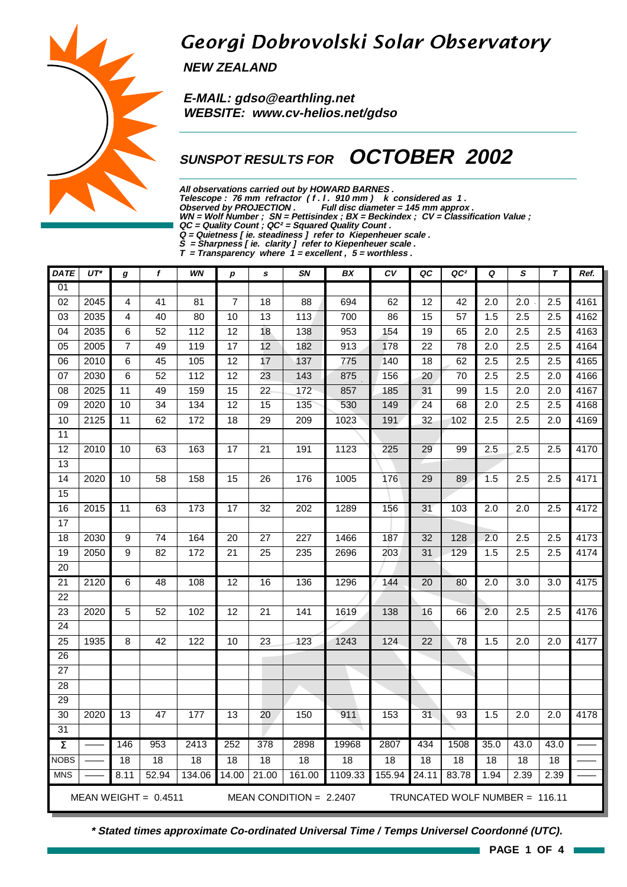# Georgi Dobrovolski Solar Observatory

**NEW ZEALAND**

**E-MAIL: gdso@earthling.net**
**WEBSITE: www.cv-helios.net/gdso**

## SUNSPOT RESULTS FOR OCTOBER 2002

***All observations carried out by HOWARD BARNES .***
***Telescope : 76 mm refractor ( f . l . 910 mm ) k considered as 1 .***
***Observed by PROJECTION . Full disc diameter = 145 mm approx .***
***WN = Wolf Number ; SN = Pettisindex ; BX = Beckindex ; CV = Classification Value ;***
***QC = Quality Count ; QC² = Squared Quality Count .***
***Q = Quietness [ ie. steadiness ] refer to Kiepenheuer scale .***
***S = Sharpness [ ie. clarity ] refer to Kiepenheuer scale .***
***T = Transparency where 1 = excellent , 5 = worthless .***

| DATE | UT* | g | f | WN | p | s | SN | BX | CV | QC | QC² | Q | S | T | Ref. |
|---|---|---|---|---|---|---|---|---|---|---|---|---|---|---|---|
| 01 | | | | | | | | | | | | | | | |
| 02 | 2045 | 4 | 41 | 81 | 7 | 18 | 88 | 694 | 62 | 12 | 42 | 2.0 | 2.0 | 2.5 | 4161 |
| 03 | 2035 | 4 | 40 | 80 | 10 | 13 | 113 | 700 | 86 | 15 | 57 | 1.5 | 2.5 | 2.5 | 4162 |
| 04 | 2035 | 6 | 52 | 112 | 12 | 18 | 138 | 953 | 154 | 19 | 65 | 2.0 | 2.5 | 2.5 | 4163 |
| 05 | 2005 | 7 | 49 | 119 | 17 | 12 | 182 | 913 | 178 | 22 | 78 | 2.0 | 2.5 | 2.5 | 4164 |
| 06 | 2010 | 6 | 45 | 105 | 12 | 17 | 137 | 775 | 140 | 18 | 62 | 2.5 | 2.5 | 2.5 | 4165 |
| 07 | 2030 | 6 | 52 | 112 | 12 | 23 | 143 | 875 | 156 | 20 | 70 | 2.5 | 2.5 | 2.0 | 4166 |
| 08 | 2025 | 11 | 49 | 159 | 15 | 22 | 172 | 857 | 185 | 31 | 99 | 1.5 | 2.0 | 2.0 | 4167 |
| 09 | 2020 | 10 | 34 | 134 | 12 | 15 | 135 | 530 | 149 | 24 | 68 | 2.0 | 2.5 | 2.5 | 4168 |
| 10 | 2125 | 11 | 62 | 172 | 18 | 29 | 209 | 1023 | 191 | 32 | 102 | 2.5 | 2.5 | 2.0 | 4169 |
| 11 | | | | | | | | | | | | | | | |
| 12 | 2010 | 10 | 63 | 163 | 17 | 21 | 191 | 1123 | 225 | 29 | 99 | 2.5 | 2.5 | 2.5 | 4170 |
| 13 | | | | | | | | | | | | | | | |
| 14 | 2020 | 10 | 58 | 158 | 15 | 26 | 176 | 1005 | 176 | 29 | 89 | 1.5 | 2.5 | 2.5 | 4171 |
| 15 | | | | | | | | | | | | | | | |
| 16 | 2015 | 11 | 63 | 173 | 17 | 32 | 202 | 1289 | 156 | 31 | 103 | 2.0 | 2.0 | 2.5 | 4172 |
| 17 | | | | | | | | | | | | | | | |
| 18 | 2030 | 9 | 74 | 164 | 20 | 27 | 227 | 1466 | 187 | 32 | 128 | 2.0 | 2.5 | 2.5 | 4173 |
| 19 | 2050 | 9 | 82 | 172 | 21 | 25 | 235 | 2696 | 203 | 31 | 129 | 1.5 | 2.5 | 2.5 | 4174 |
| 20 | | | | | | | | | | | | | | | |
| 21 | 2120 | 6 | 48 | 108 | 12 | 16 | 136 | 1296 | 144 | 20 | 80 | 2.0 | 3.0 | 3.0 | 4175 |
| 22 | | | | | | | | | | | | | | | |
| 23 | 2020 | 5 | 52 | 102 | 12 | 21 | 141 | 1619 | 138 | 16 | 66 | 2.0 | 2.5 | 2.5 | 4176 |
| 24 | | | | | | | | | | | | | | | |
| 25 | 1935 | 8 | 42 | 122 | 10 | 23 | 123 | 1243 | 124 | 22 | 78 | 1.5 | 2.0 | 2.0 | 4177 |
| 26 | | | | | | | | | | | | | | | |
| 27 | | | | | | | | | | | | | | | |
| 28 | | | | | | | | | | | | | | | |
| 29 | | | | | | | | | | | | | | | |
| 30 | 2020 | 13 | 47 | 177 | 13 | 20 | 150 | 911 | 153 | 31 | 93 | 1.5 | 2.0 | 2.0 | 4178 |
| 31 | | | | | | | | | | | | | | | |
| Σ | —— | 146 | 953 | 2413 | 252 | 378 | 2898 | 19968 | 2807 | 434 | 1508 | 35.0 | 43.0 | 43.0 | —— |
| NOBS | —— | 18 | 18 | 18 | 18 | 18 | 18 | 18 | 18 | 18 | 18 | 18 | 18 | 18 | —— |
| MNS | —— | 8.11 | 52.94 | 134.06 | 14.00 | 21.00 | 161.00 | 1109.33 | 155.94 | 24.11 | 83.78 | 1.94 | 2.39 | 2.39 | —— |

MEAN WEIGHT = 0.4511 MEAN CONDITION = 2.2407 TRUNCATED WOLF NUMBER = 116.11

***\* Stated times approximate Co-ordinated Universal Time / Temps Universel Coordonné (UTC).***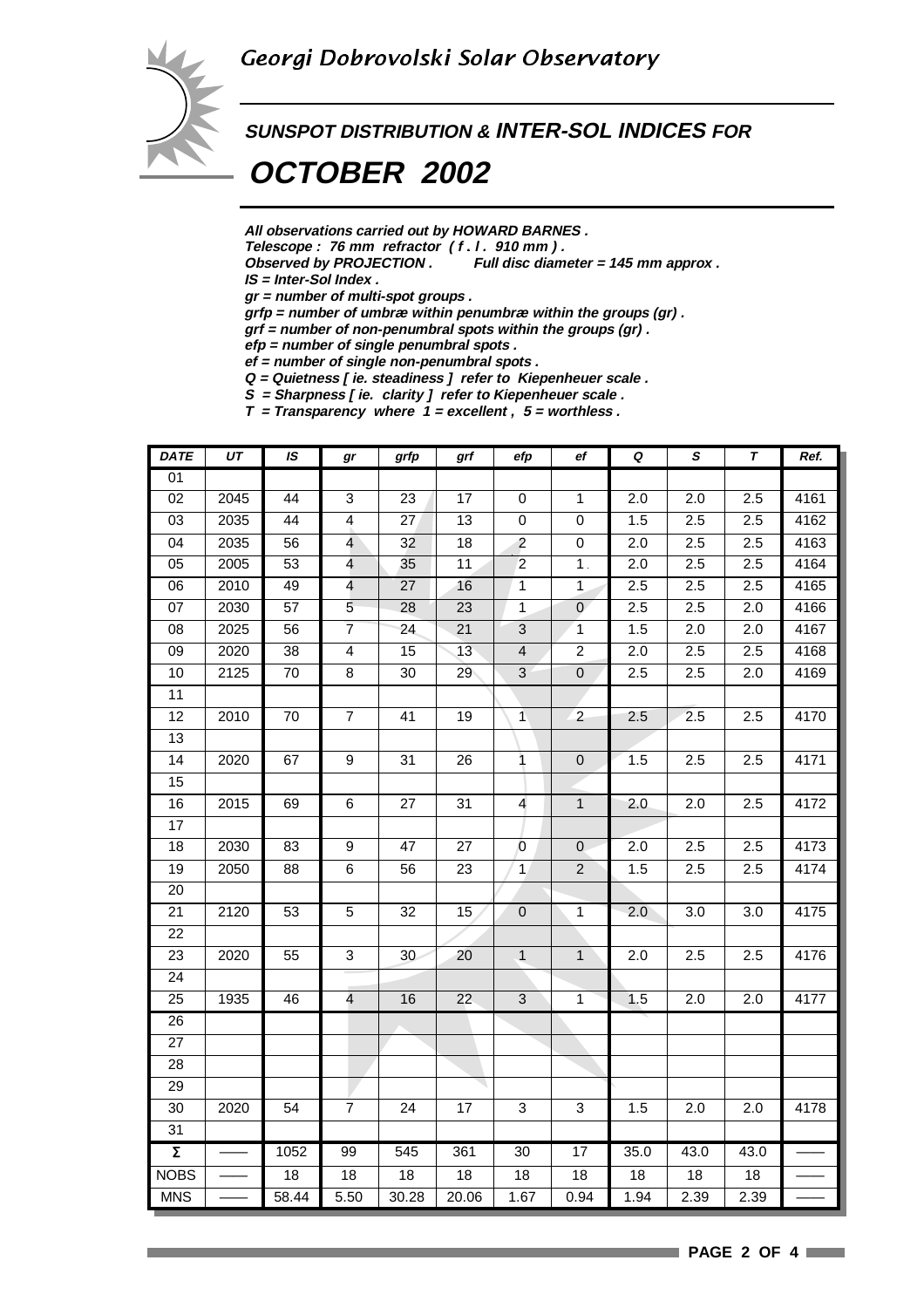Georgi Dobrovolski Solar Observatory

## SUNSPOT DISTRIBUTION & INTER-SOL INDICES FOR

# OCTOBER 2002

*All observations carried out by HOWARD BARNES .*
*Telescope : 76 mm refractor ( f . l . 910 mm ) .*
*Observed by PROJECTION . Full disc diameter = 145 mm approx .*
*IS = Inter-Sol Index .*
*gr = number of multi-spot groups .*
*grfp = number of umbræ within penumbræ within the groups (gr) .*
*grf = number of non-penumbral spots within the groups (gr) .*
*efp = number of single penumbral spots .*
*ef = number of single non-penumbral spots .*
*Q = Quietness [ ie. steadiness ] refer to Kiepenheuer scale .*
*S = Sharpness [ ie. clarity ] refer to Kiepenheuer scale .*
*T = Transparency where 1 = excellent , 5 = worthless .*

| DATE | UT | IS | gr | grfp | grf | efp | ef | Q | S | T | Ref. |
|---|---|---|---|---|---|---|---|---|---|---|---|
| 01 | | | | | | | | | | | |
| 02 | 2045 | 44 | 3 | 23 | 17 | 0 | 1 | 2.0 | 2.0 | 2.5 | 4161 |
| 03 | 2035 | 44 | 4 | 27 | 13 | 0 | 0 | 1.5 | 2.5 | 2.5 | 4162 |
| 04 | 2035 | 56 | 4 | 32 | 18 | 2 | 0 | 2.0 | 2.5 | 2.5 | 4163 |
| 05 | 2005 | 53 | 4 | 35 | 11 | 2 | 1 | 2.0 | 2.5 | 2.5 | 4164 |
| 06 | 2010 | 49 | 4 | 27 | 16 | 1 | 1 | 2.5 | 2.5 | 2.5 | 4165 |
| 07 | 2030 | 57 | 5 | 28 | 23 | 1 | 0 | 2.5 | 2.5 | 2.0 | 4166 |
| 08 | 2025 | 56 | 7 | 24 | 21 | 3 | 1 | 1.5 | 2.0 | 2.0 | 4167 |
| 09 | 2020 | 38 | 4 | 15 | 13 | 4 | 2 | 2.0 | 2.5 | 2.5 | 4168 |
| 10 | 2125 | 70 | 8 | 30 | 29 | 3 | 0 | 2.5 | 2.5 | 2.0 | 4169 |
| 11 | | | | | | | | | | | |
| 12 | 2010 | 70 | 7 | 41 | 19 | 1 | 2 | 2.5 | 2.5 | 2.5 | 4170 |
| 13 | | | | | | | | | | | |
| 14 | 2020 | 67 | 9 | 31 | 26 | 1 | 0 | 1.5 | 2.5 | 2.5 | 4171 |
| 15 | | | | | | | | | | | |
| 16 | 2015 | 69 | 6 | 27 | 31 | 4 | 1 | 2.0 | 2.0 | 2.5 | 4172 |
| 17 | | | | | | | | | | | |
| 18 | 2030 | 83 | 9 | 47 | 27 | 0 | 0 | 2.0 | 2.5 | 2.5 | 4173 |
| 19 | 2050 | 88 | 6 | 56 | 23 | 1 | 2 | 1.5 | 2.5 | 2.5 | 4174 |
| 20 | | | | | | | | | | | |
| 21 | 2120 | 53 | 5 | 32 | 15 | 0 | 1 | 2.0 | 3.0 | 3.0 | 4175 |
| 22 | | | | | | | | | | | |
| 23 | 2020 | 55 | 3 | 30 | 20 | 1 | 1 | 2.0 | 2.5 | 2.5 | 4176 |
| 24 | | | | | | | | | | | |
| 25 | 1935 | 46 | 4 | 16 | 22 | 3 | 1 | 1.5 | 2.0 | 2.0 | 4177 |
| 26 | | | | | | | | | | | |
| 27 | | | | | | | | | | | |
| 28 | | | | | | | | | | | |
| 29 | | | | | | | | | | | |
| 30 | 2020 | 54 | 7 | 24 | 17 | 3 | 3 | 1.5 | 2.0 | 2.0 | 4178 |
| 31 | | | | | | | | | | | |
| Σ | —— | 1052 | 99 | 545 | 361 | 30 | 17 | 35.0 | 43.0 | 43.0 | —— |
| NOBS | —— | 18 | 18 | 18 | 18 | 18 | 18 | 18 | 18 | 18 | —— |
| MNS | —— | 58.44 | 5.50 | 30.28 | 20.06 | 1.67 | 0.94 | 1.94 | 2.39 | 2.39 | —— |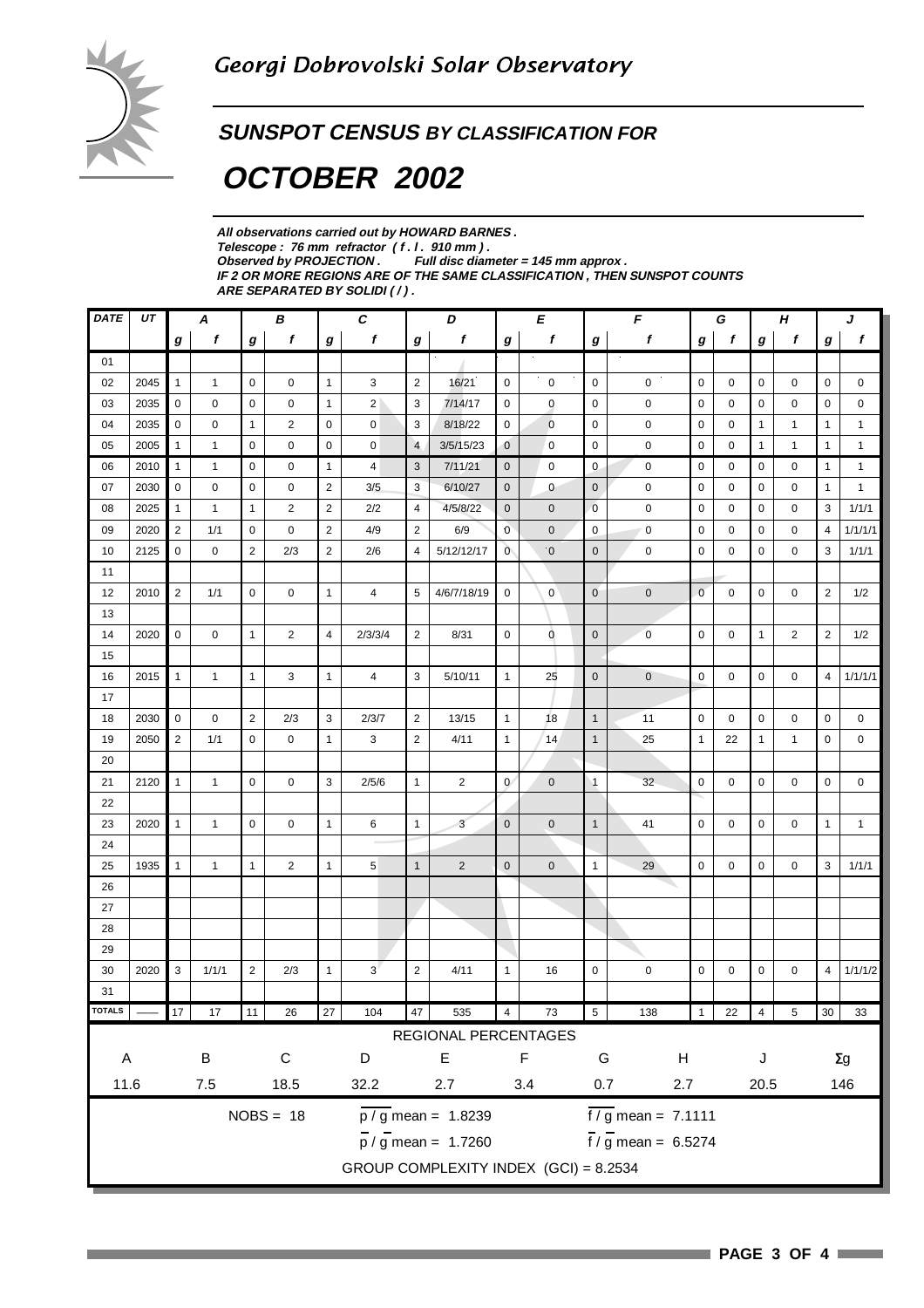# Georgi Dobrovolski Solar Observatory

## SUNSPOT CENSUS BY CLASSIFICATION FOR

# OCTOBER 2002

***All observations carried out by HOWARD BARNES .***
***Telescope : 76 mm refractor ( f . l . 910 mm ) .***
***Observed by PROJECTION . Full disc diameter = 145 mm approx .***
***IF 2 OR MORE REGIONS ARE OF THE SAME CLASSIFICATION , THEN SUNSPOT COUNTS ARE SEPARATED BY SOLIDI ( / ) .***

| DATE | UT | A | | B | | C | | D | | E | | F | | G | | H | | J | |
|---|---|---|---|---|---|---|---|---|---|---|---|---|---|---|---|---|---|---|---|
| | | g | f | g | f | g | f | g | f | g | f | g | f | g | f | g | f | g | f |
| 01 | | | | | | | | | | | | | | | | | | | |
| 02 | 2045 | 1 | 1 | 0 | 0 | 1 | 3 | 2 | 16/21 | 0 | 0 | 0 | 0 | 0 | 0 | 0 | 0 | 0 | 0 |
| 03 | 2035 | 0 | 0 | 0 | 0 | 1 | 2 | 3 | 7/14/17 | 0 | 0 | 0 | 0 | 0 | 0 | 0 | 0 | 0 | 0 |
| 04 | 2035 | 0 | 0 | 1 | 2 | 0 | 0 | 3 | 8/18/22 | 0 | 0 | 0 | 0 | 0 | 0 | 1 | 1 | 1 | 1 |
| 05 | 2005 | 1 | 1 | 0 | 0 | 0 | 0 | 4 | 3/5/15/23 | 0 | 0 | 0 | 0 | 0 | 0 | 1 | 1 | 1 | 1 |
| 06 | 2010 | 1 | 1 | 0 | 0 | 1 | 4 | 3 | 7/11/21 | 0 | 0 | 0 | 0 | 0 | 0 | 0 | 0 | 1 | 1 |
| 07 | 2030 | 0 | 0 | 0 | 0 | 2 | 3/5 | 3 | 6/10/27 | 0 | 0 | 0 | 0 | 0 | 0 | 0 | 0 | 1 | 1 |
| 08 | 2025 | 1 | 1 | 1 | 2 | 2 | 2/2 | 4 | 4/5/8/22 | 0 | 0 | 0 | 0 | 0 | 0 | 0 | 0 | 3 | 1/1/1 |
| 09 | 2020 | 2 | 1/1 | 0 | 0 | 2 | 4/9 | 2 | 6/9 | 0 | 0 | 0 | 0 | 0 | 0 | 0 | 0 | 4 | 1/1/1/1 |
| 10 | 2125 | 0 | 0 | 2 | 2/3 | 2 | 2/6 | 4 | 5/12/12/17 | 0 | 0 | 0 | 0 | 0 | 0 | 0 | 0 | 3 | 1/1/1 |
| 11 | | | | | | | | | | | | | | | | | | | |
| 12 | 2010 | 2 | 1/1 | 0 | 0 | 1 | 4 | 5 | 4/6/7/18/19 | 0 | 0 | 0 | 0 | 0 | 0 | 0 | 0 | 2 | 1/2 |
| 13 | | | | | | | | | | | | | | | | | | | |
| 14 | 2020 | 0 | 0 | 1 | 2 | 4 | 2/3/3/4 | 2 | 8/31 | 0 | 0 | 0 | 0 | 0 | 0 | 1 | 2 | 2 | 1/2 |
| 15 | | | | | | | | | | | | | | | | | | | |
| 16 | 2015 | 1 | 1 | 1 | 3 | 1 | 4 | 3 | 5/10/11 | 1 | 25 | 0 | 0 | 0 | 0 | 0 | 0 | 4 | 1/1/1/1 |
| 17 | | | | | | | | | | | | | | | | | | | |
| 18 | 2030 | 0 | 0 | 2 | 2/3 | 3 | 2/3/7 | 2 | 13/15 | 1 | 18 | 1 | 11 | 0 | 0 | 0 | 0 | 0 | 0 |
| 19 | 2050 | 2 | 1/1 | 0 | 0 | 1 | 3 | 2 | 4/11 | 1 | 14 | 1 | 25 | 1 | 22 | 1 | 1 | 0 | 0 |
| 20 | | | | | | | | | | | | | | | | | | | |
| 21 | 2120 | 1 | 1 | 0 | 0 | 3 | 2/5/6 | 1 | 2 | 0 | 0 | 1 | 32 | 0 | 0 | 0 | 0 | 0 | 0 |
| 22 | | | | | | | | | | | | | | | | | | | |
| 23 | 2020 | 1 | 1 | 0 | 0 | 1 | 6 | 1 | 3 | 0 | 0 | 1 | 41 | 0 | 0 | 0 | 0 | 1 | 1 |
| 24 | | | | | | | | | | | | | | | | | | | |
| 25 | 1935 | 1 | 1 | 1 | 2 | 1 | 5 | 1 | 2 | 0 | 0 | 1 | 29 | 0 | 0 | 0 | 0 | 3 | 1/1/1 |
| 26 | | | | | | | | | | | | | | | | | | | |
| 27 | | | | | | | | | | | | | | | | | | | |
| 28 | | | | | | | | | | | | | | | | | | | |
| 29 | | | | | | | | | | | | | | | | | | | |
| 30 | 2020 | 3 | 1/1/1 | 2 | 2/3 | 1 | 3 | 2 | 4/11 | 1 | 16 | 0 | 0 | 0 | 0 | 0 | 0 | 4 | 1/1/1/2 |
| 31 | | | | | | | | | | | | | | | | | | | |
| TOTALS | —— | 17 | 17 | 11 | 26 | 27 | 104 | 47 | 535 | 4 | 73 | 5 | 138 | 1 | 22 | 4 | 5 | 30 | 33 |

REGIONAL PERCENTAGES

| A | B | C | D | E | F | G | H | J | Σg |
|---|---|---|---|---|---|---|---|---|---|
| 11.6 | 7.5 | 18.5 | 32.2 | 2.7 | 3.4 | 0.7 | 2.7 | 20.5 | 146 |

NOBS = 18

$\overline{p / g}$ mean = 1.8239

$\overline{f / g}$ mean = 7.1111

$\overline{p} / \overline{g}$ mean = 1.7260

$\overline{f} / \overline{g}$ mean = 6.5274

GROUP COMPLEXITY INDEX (GCI) = 8.2534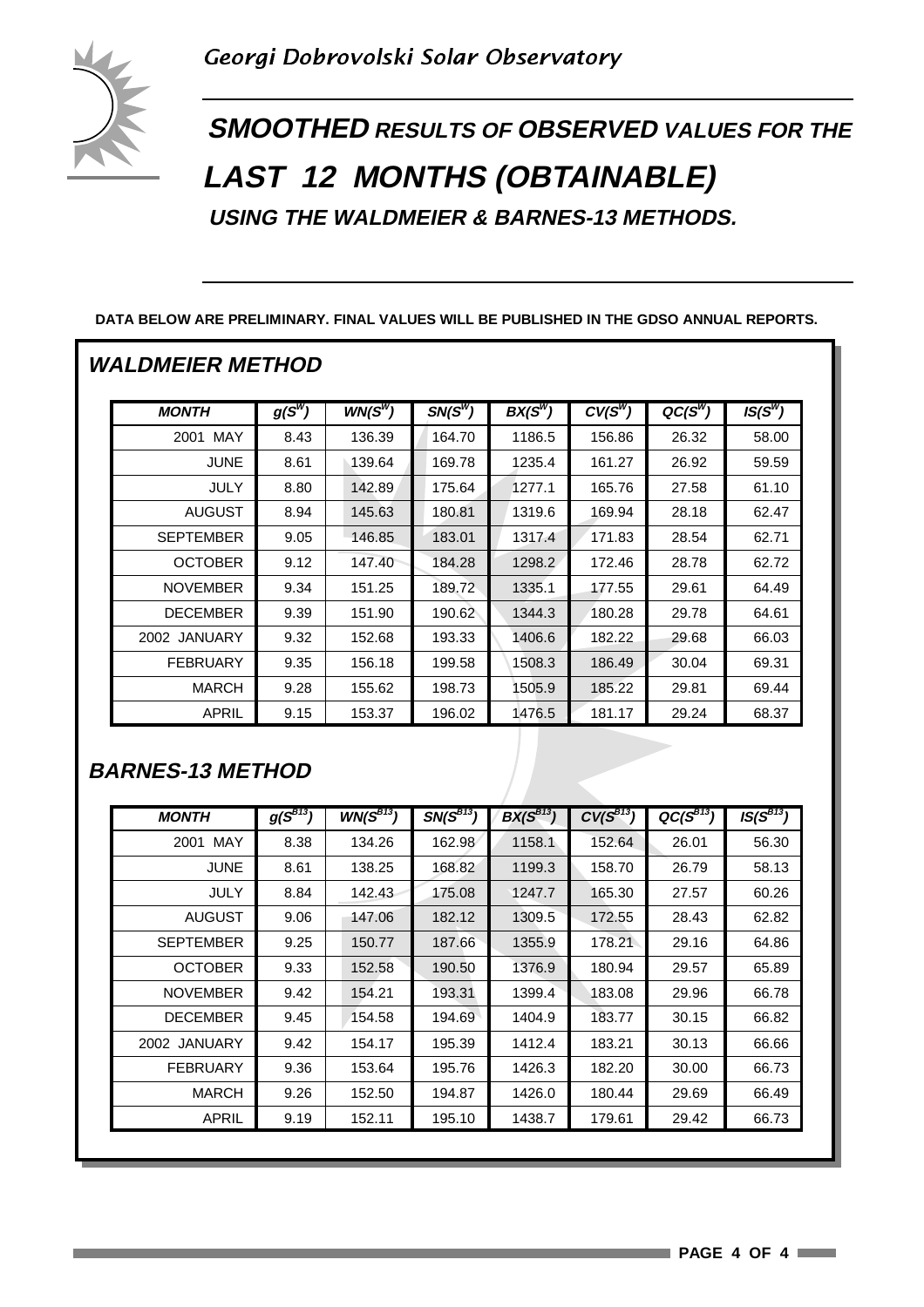Georgi Dobrovolski Solar Observatory

# SMOOTHED RESULTS OF OBSERVED VALUES FOR THE LAST 12 MONTHS (OBTAINABLE)

## USING THE WALDMEIER & BARNES-13 METHODS.

**DATA BELOW ARE PRELIMINARY. FINAL VALUES WILL BE PUBLISHED IN THE GDSO ANNUAL REPORTS.**

## WALDMEIER METHOD

| MONTH | $g(S^W)$ | $WN(S^W)$ | $SN(S^W)$ | $BX(S^W)$ | $CV(S^W)$ | $QC(S^W)$ | $IS(S^W)$ |
|---|---|---|---|---|---|---|---|
| 2001 MAY | 8.43 | 136.39 | 164.70 | 1186.5 | 156.86 | 26.32 | 58.00 |
| JUNE | 8.61 | 139.64 | 169.78 | 1235.4 | 161.27 | 26.92 | 59.59 |
| JULY | 8.80 | 142.89 | 175.64 | 1277.1 | 165.76 | 27.58 | 61.10 |
| AUGUST | 8.94 | 145.63 | 180.81 | 1319.6 | 169.94 | 28.18 | 62.47 |
| SEPTEMBER | 9.05 | 146.85 | 183.01 | 1317.4 | 171.83 | 28.54 | 62.71 |
| OCTOBER | 9.12 | 147.40 | 184.28 | 1298.2 | 172.46 | 28.78 | 62.72 |
| NOVEMBER | 9.34 | 151.25 | 189.72 | 1335.1 | 177.55 | 29.61 | 64.49 |
| DECEMBER | 9.39 | 151.90 | 190.62 | 1344.3 | 180.28 | 29.78 | 64.61 |
| 2002 JANUARY | 9.32 | 152.68 | 193.33 | 1406.6 | 182.22 | 29.68 | 66.03 |
| FEBRUARY | 9.35 | 156.18 | 199.58 | 1508.3 | 186.49 | 30.04 | 69.31 |
| MARCH | 9.28 | 155.62 | 198.73 | 1505.9 | 185.22 | 29.81 | 69.44 |
| APRIL | 9.15 | 153.37 | 196.02 | 1476.5 | 181.17 | 29.24 | 68.37 |

## BARNES-13 METHOD

| MONTH | $g(S^{B13})$ | $WN(S^{B13})$ | $SN(S^{B13})$ | $BX(S^{B13})$ | $CV(S^{B13})$ | $QC(S^{B13})$ | $IS(S^{B13})$ |
|---|---|---|---|---|---|---|---|
| 2001 MAY | 8.38 | 134.26 | 162.98 | 1158.1 | 152.64 | 26.01 | 56.30 |
| JUNE | 8.61 | 138.25 | 168.82 | 1199.3 | 158.70 | 26.79 | 58.13 |
| JULY | 8.84 | 142.43 | 175.08 | 1247.7 | 165.30 | 27.57 | 60.26 |
| AUGUST | 9.06 | 147.06 | 182.12 | 1309.5 | 172.55 | 28.43 | 62.82 |
| SEPTEMBER | 9.25 | 150.77 | 187.66 | 1355.9 | 178.21 | 29.16 | 64.86 |
| OCTOBER | 9.33 | 152.58 | 190.50 | 1376.9 | 180.94 | 29.57 | 65.89 |
| NOVEMBER | 9.42 | 154.21 | 193.31 | 1399.4 | 183.08 | 29.96 | 66.78 |
| DECEMBER | 9.45 | 154.58 | 194.69 | 1404.9 | 183.77 | 30.15 | 66.82 |
| 2002 JANUARY | 9.42 | 154.17 | 195.39 | 1412.4 | 183.21 | 30.13 | 66.66 |
| FEBRUARY | 9.36 | 153.64 | 195.76 | 1426.3 | 182.20 | 30.00 | 66.73 |
| MARCH | 9.26 | 152.50 | 194.87 | 1426.0 | 180.44 | 29.69 | 66.49 |
| APRIL | 9.19 | 152.11 | 195.10 | 1438.7 | 179.61 | 29.42 | 66.73 |